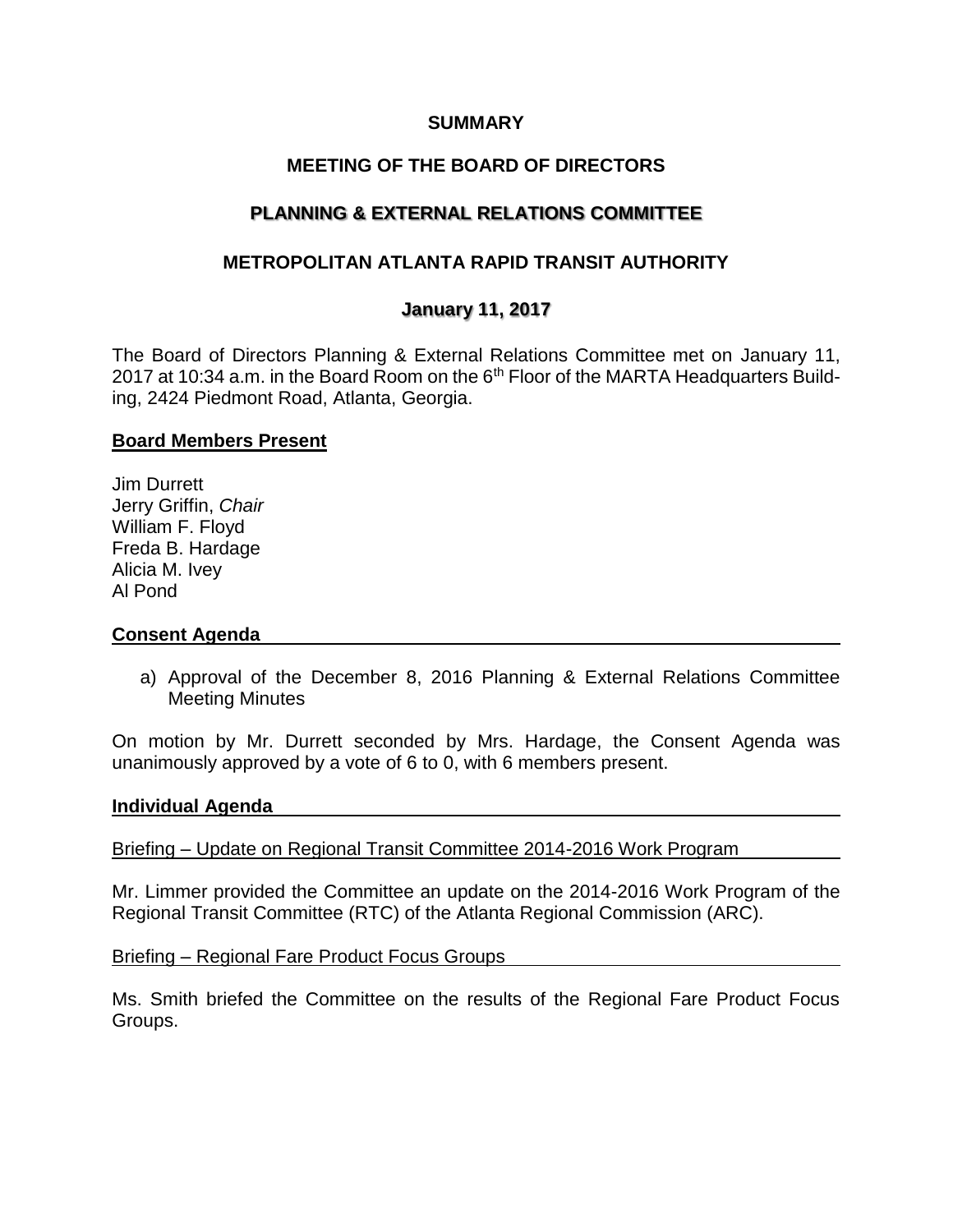# SUMMARY

## MEETING OF THE BOARD OF DIRECTORS

## PLANNING & EXTERNAL RELATIONS COMMITTEE

## METROPOLITAN ATLANTA RAPID TRANSIT AUTHORITY

## January 11, 2017

The Board of Directors Planning & External Relations Committee met on January 11, 2017 at 10:34 a.m. in the Board Room on the 6th Floor of the MARTA Headquarters Building, 2424 Piedmont Road, Atlanta, Georgia.

### Board Members Present

Jim Durrett
Jerry Griffin, *Chair*
William F. Floyd
Freda B. Hardage
Alicia M. Ivey
Al Pond

### Consent Agenda

a) Approval of the December 8, 2016 Planning & External Relations Committee Meeting Minutes

On motion by Mr. Durrett seconded by Mrs. Hardage, the Consent Agenda was unanimously approved by a vote of 6 to 0, with 6 members present.

### Individual Agenda

Briefing – Update on Regional Transit Committee 2014-2016 Work Program

Mr. Limmer provided the Committee an update on the 2014-2016 Work Program of the Regional Transit Committee (RTC) of the Atlanta Regional Commission (ARC).

Briefing – Regional Fare Product Focus Groups

Ms. Smith briefed the Committee on the results of the Regional Fare Product Focus Groups.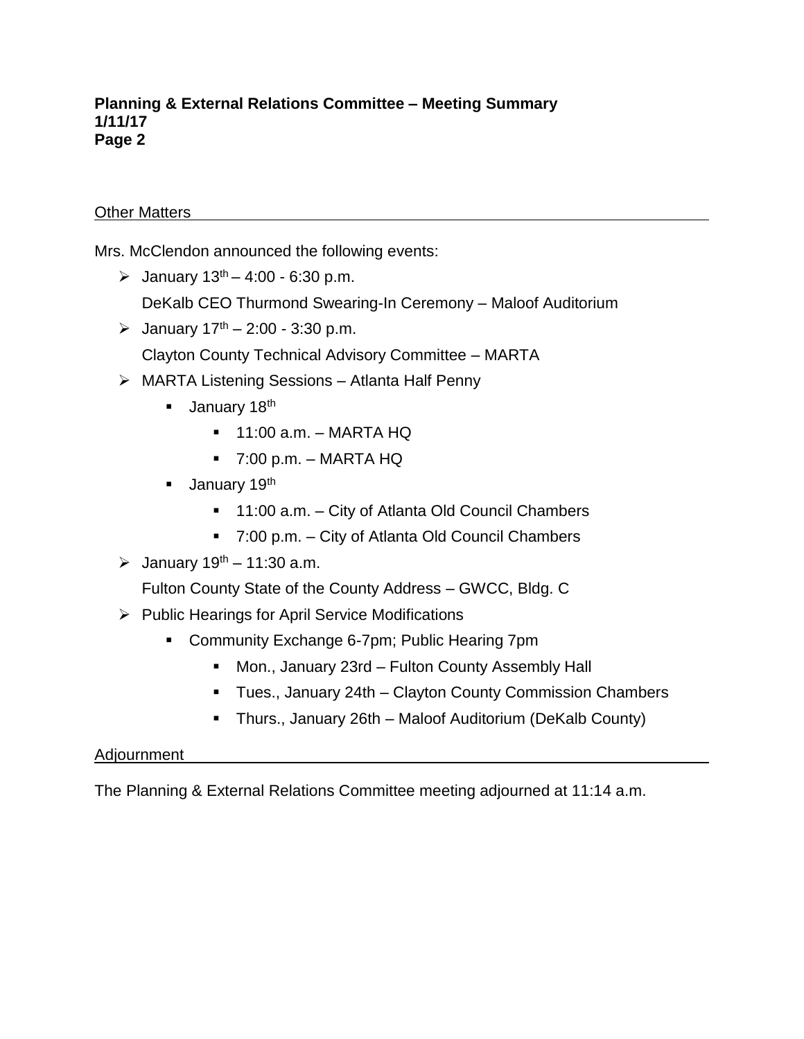## Other Matters

Mrs. McClendon announced the following events:

- January 13th – 4:00 - 6:30 p.m.
  DeKalb CEO Thurmond Swearing-In Ceremony – Maloof Auditorium
- January 17th – 2:00 - 3:30 p.m.
  Clayton County Technical Advisory Committee – MARTA
- MARTA Listening Sessions – Atlanta Half Penny
  - January 18th
    - 11:00 a.m. – MARTA HQ
    - 7:00 p.m. – MARTA HQ
  - January 19th
    - 11:00 a.m. – City of Atlanta Old Council Chambers
    - 7:00 p.m. – City of Atlanta Old Council Chambers
- January 19th – 11:30 a.m.
  Fulton County State of the County Address – GWCC, Bldg. C
- Public Hearings for April Service Modifications
  - Community Exchange 6-7pm; Public Hearing 7pm
    - Mon., January 23rd – Fulton County Assembly Hall
    - Tues., January 24th – Clayton County Commission Chambers
    - Thurs., January 26th – Maloof Auditorium (DeKalb County)

## Adjournment

The Planning & External Relations Committee meeting adjourned at 11:14 a.m.